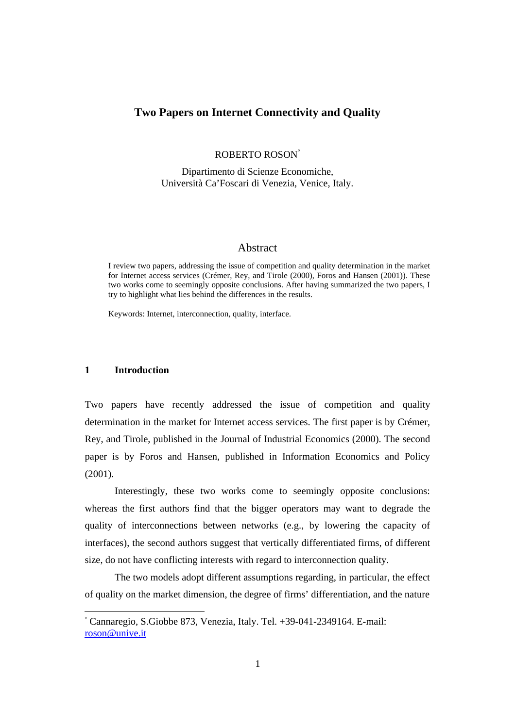# Two Papers on Internet Connectivity and Quality

ROBERTO ROSON[°]

Dipartimento di Scienze Economiche,
Università Ca'Foscari di Venezia, Venice, Italy.

## Abstract

I review two papers, addressing the issue of competition and quality determination in the market for Internet access services (Crémer, Rey, and Tirole (2000), Foros and Hansen (2001)). These two works come to seemingly opposite conclusions. After having summarized the two papers, I try to highlight what lies behind the differences in the results.

Keywords: Internet, interconnection, quality, interface.

## 1 Introduction

Two papers have recently addressed the issue of competition and quality determination in the market for Internet access services. The first paper is by Crémer, Rey, and Tirole, published in the Journal of Industrial Economics (2000). The second paper is by Foros and Hansen, published in Information Economics and Policy (2001).

Interestingly, these two works come to seemingly opposite conclusions: whereas the first authors find that the bigger operators may want to degrade the quality of interconnections between networks (e.g., by lowering the capacity of interfaces), the second authors suggest that vertically differentiated firms, of different size, do not have conflicting interests with regard to interconnection quality.

The two models adopt different assumptions regarding, in particular, the effect of quality on the market dimension, the degree of firms' differentiation, and the nature

---

[°] Cannaregio, S.Giobbe 873, Venezia, Italy. Tel. +39-041-2349164. E-mail: roson@unive.it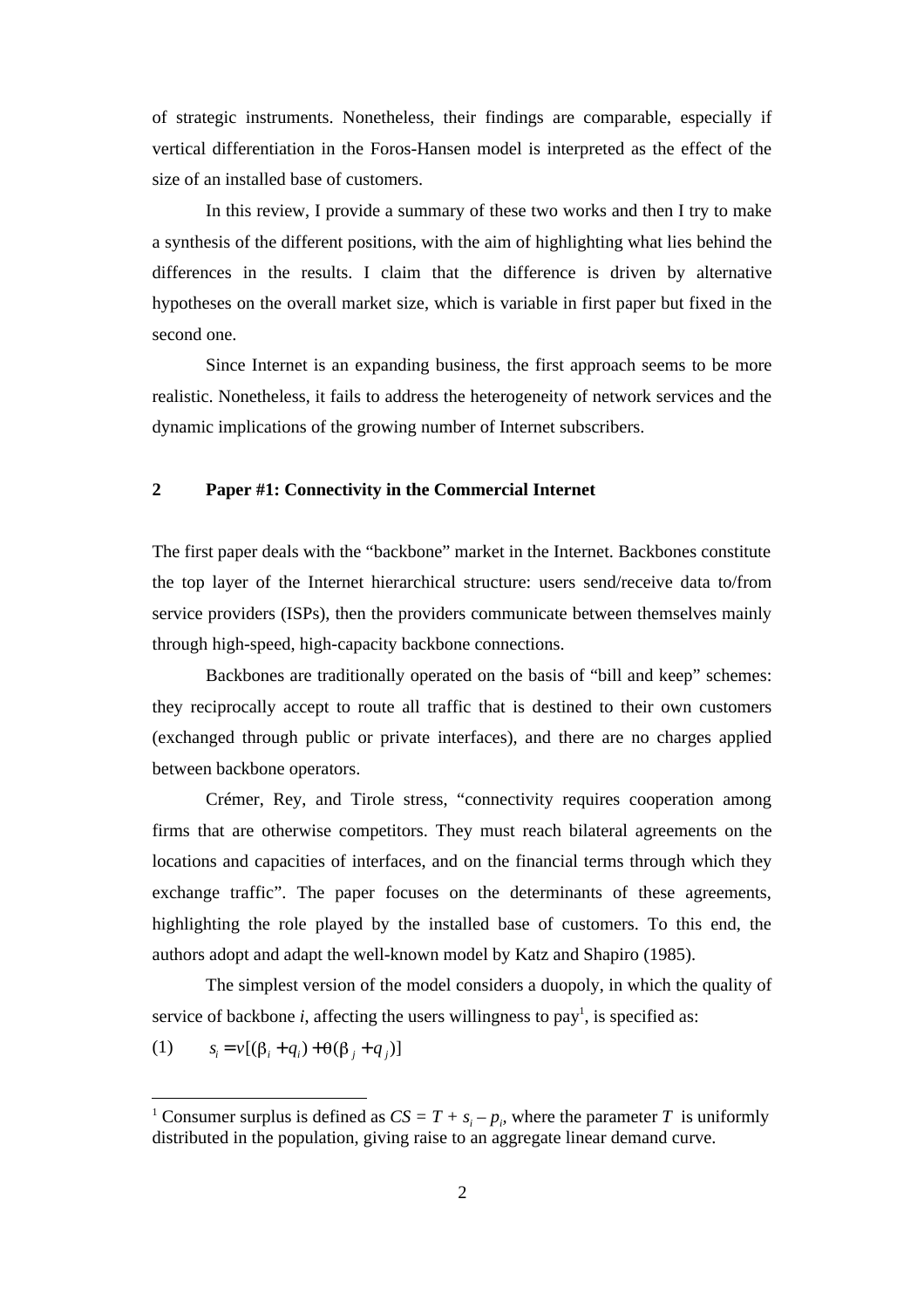of strategic instruments. Nonetheless, their findings are comparable, especially if vertical differentiation in the Foros-Hansen model is interpreted as the effect of the size of an installed base of customers.

In this review, I provide a summary of these two works and then I try to make a synthesis of the different positions, with the aim of highlighting what lies behind the differences in the results. I claim that the difference is driven by alternative hypotheses on the overall market size, which is variable in first paper but fixed in the second one.

Since Internet is an expanding business, the first approach seems to be more realistic. Nonetheless, it fails to address the heterogeneity of network services and the dynamic implications of the growing number of Internet subscribers.

## 2 Paper #1: Connectivity in the Commercial Internet

The first paper deals with the "backbone" market in the Internet. Backbones constitute the top layer of the Internet hierarchical structure: users send/receive data to/from service providers (ISPs), then the providers communicate between themselves mainly through high-speed, high-capacity backbone connections.

Backbones are traditionally operated on the basis of "bill and keep" schemes: they reciprocally accept to route all traffic that is destined to their own customers (exchanged through public or private interfaces), and there are no charges applied between backbone operators.

Crémer, Rey, and Tirole stress, "connectivity requires cooperation among firms that are otherwise competitors. They must reach bilateral agreements on the locations and capacities of interfaces, and on the financial terms through which they exchange traffic". The paper focuses on the determinants of these agreements, highlighting the role played by the installed base of customers. To this end, the authors adopt and adapt the well-known model by Katz and Shapiro (1985).

The simplest version of the model considers a duopoly, in which the quality of service of backbone $i$, affecting the users willingness to pay[1], is specified as:

$$s_i = v[(\beta_i + q_i) + \theta(\beta_j + q_j)] \tag{1}$$

[1] Consumer surplus is defined as $CS = T + s_i - p_i$, where the parameter $T$ is uniformly distributed in the population, giving raise to an aggregate linear demand curve.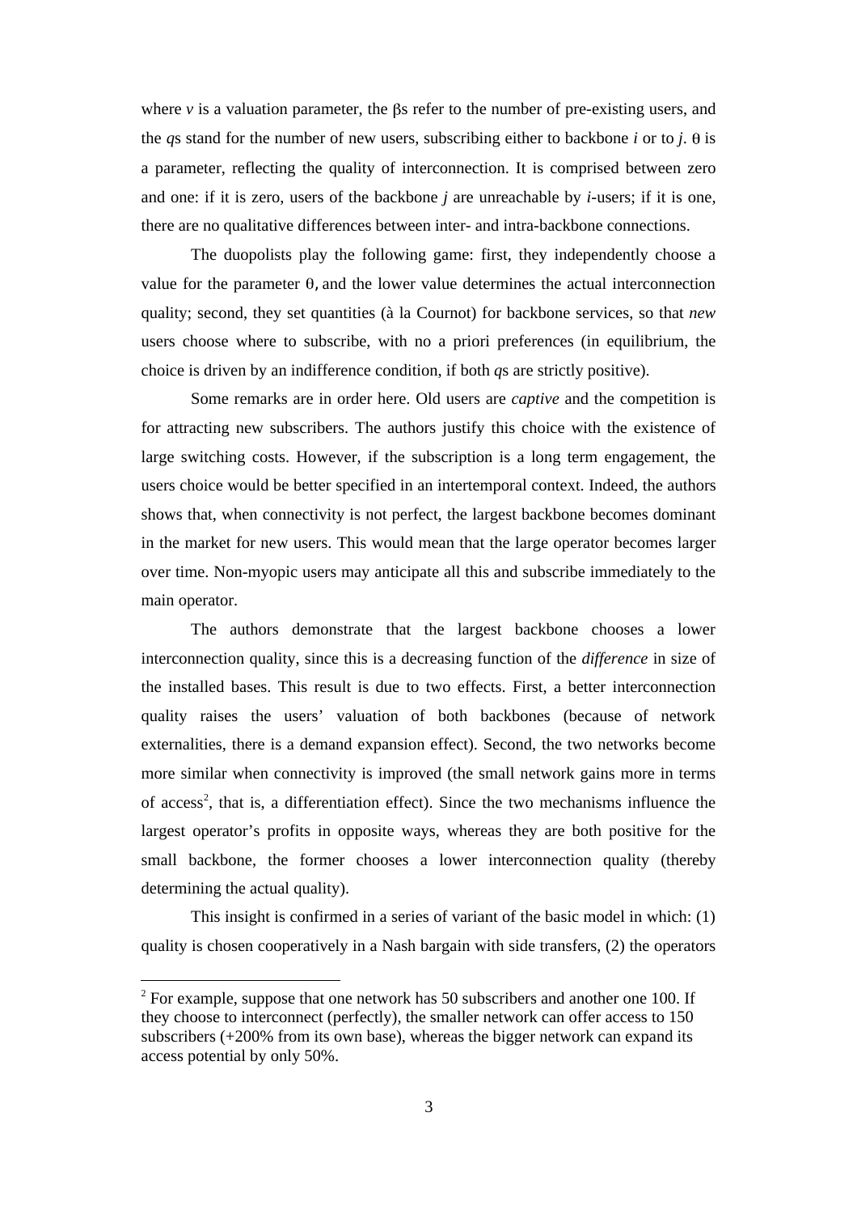where $v$ is a valuation parameter, the $\beta$s refer to the number of pre-existing users, and the $q$s stand for the number of new users, subscribing either to backbone $i$ or to $j$. $\theta$ is a parameter, reflecting the quality of interconnection. It is comprised between zero and one: if it is zero, users of the backbone $j$ are unreachable by $i$-users; if it is one, there are no qualitative differences between inter- and intra-backbone connections.

The duopolists play the following game: first, they independently choose a value for the parameter $\theta$, and the lower value determines the actual interconnection quality; second, they set quantities (à la Cournot) for backbone services, so that *new* users choose where to subscribe, with no a priori preferences (in equilibrium, the choice is driven by an indifference condition, if both $q$s are strictly positive).

Some remarks are in order here. Old users are *captive* and the competition is for attracting new subscribers. The authors justify this choice with the existence of large switching costs. However, if the subscription is a long term engagement, the users choice would be better specified in an intertemporal context. Indeed, the authors shows that, when connectivity is not perfect, the largest backbone becomes dominant in the market for new users. This would mean that the large operator becomes larger over time. Non-myopic users may anticipate all this and subscribe immediately to the main operator.

The authors demonstrate that the largest backbone chooses a lower interconnection quality, since this is a decreasing function of the *difference* in size of the installed bases. This result is due to two effects. First, a better interconnection quality raises the users' valuation of both backbones (because of network externalities, there is a demand expansion effect). Second, the two networks become more similar when connectivity is improved (the small network gains more in terms of access[2], that is, a differentiation effect). Since the two mechanisms influence the largest operator's profits in opposite ways, whereas they are both positive for the small backbone, the former chooses a lower interconnection quality (thereby determining the actual quality).

This insight is confirmed in a series of variant of the basic model in which: (1) quality is chosen cooperatively in a Nash bargain with side transfers, (2) the operators

[2] For example, suppose that one network has 50 subscribers and another one 100. If they choose to interconnect (perfectly), the smaller network can offer access to 150 subscribers (+200% from its own base), whereas the bigger network can expand its access potential by only 50%.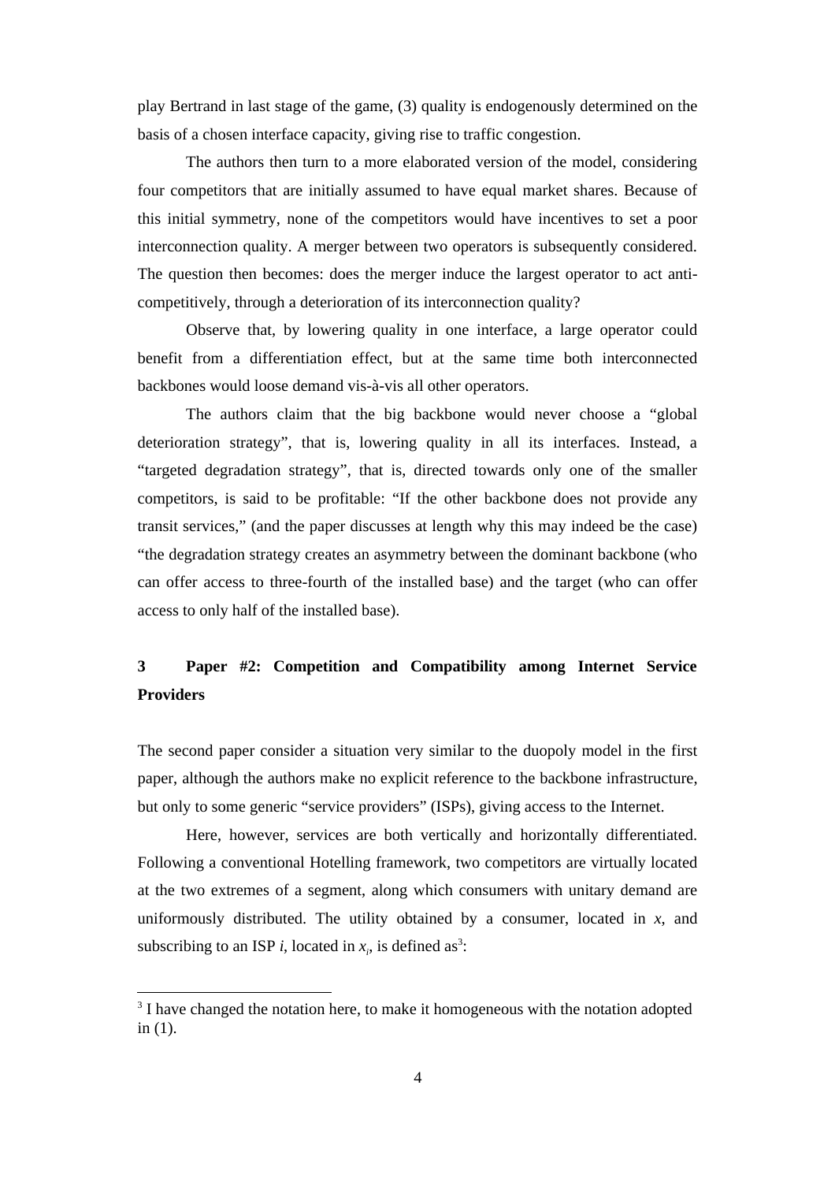play Bertrand in last stage of the game, (3) quality is endogenously determined on the basis of a chosen interface capacity, giving rise to traffic congestion.

The authors then turn to a more elaborated version of the model, considering four competitors that are initially assumed to have equal market shares. Because of this initial symmetry, none of the competitors would have incentives to set a poor interconnection quality. A merger between two operators is subsequently considered. The question then becomes: does the merger induce the largest operator to act anti-competitively, through a deterioration of its interconnection quality?

Observe that, by lowering quality in one interface, a large operator could benefit from a differentiation effect, but at the same time both interconnected backbones would loose demand vis-à-vis all other operators.

The authors claim that the big backbone would never choose a "global deterioration strategy", that is, lowering quality in all its interfaces. Instead, a "targeted degradation strategy", that is, directed towards only one of the smaller competitors, is said to be profitable: "If the other backbone does not provide any transit services," (and the paper discusses at length why this may indeed be the case) "the degradation strategy creates an asymmetry between the dominant backbone (who can offer access to three-fourth of the installed base) and the target (who can offer access to only half of the installed base).

## 3 Paper #2: Competition and Compatibility among Internet Service Providers

The second paper consider a situation very similar to the duopoly model in the first paper, although the authors make no explicit reference to the backbone infrastructure, but only to some generic "service providers" (ISPs), giving access to the Internet.

Here, however, services are both vertically and horizontally differentiated. Following a conventional Hotelling framework, two competitors are virtually located at the two extremes of a segment, along which consumers with unitary demand are uniformously distributed. The utility obtained by a consumer, located in $x$, and subscribing to an ISP $i$, located in $x_i$, is defined as[3]:

[3] I have changed the notation here, to make it homogeneous with the notation adopted in (1).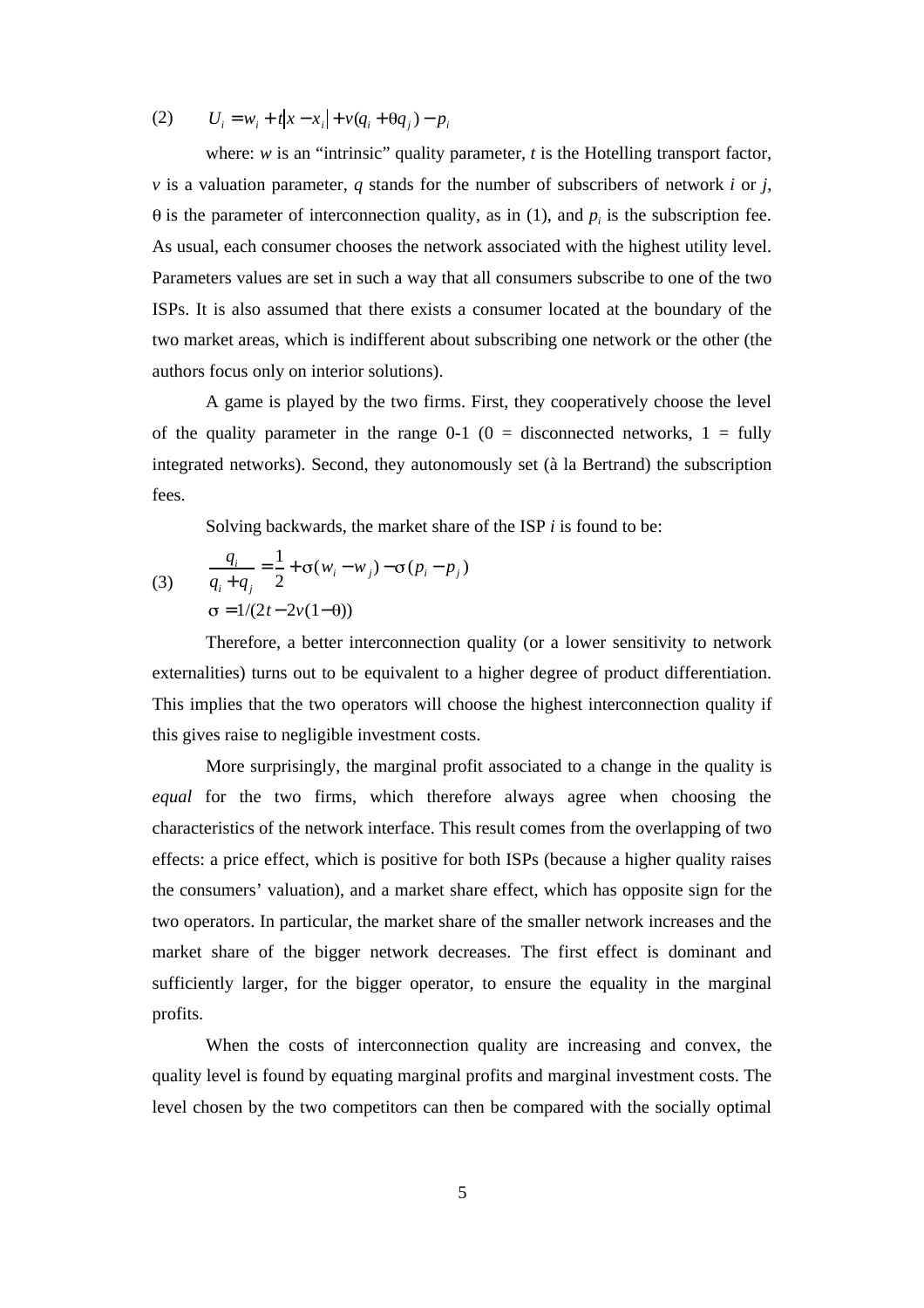$$(2) \qquad U_i = w_i + t|x - x_i| + v(q_i + \theta q_j) - p_i$$

where: $w$ is an "intrinsic" quality parameter, $t$ is the Hotelling transport factor, $v$ is a valuation parameter, $q$ stands for the number of subscribers of network $i$ or $j$, $\theta$ is the parameter of interconnection quality, as in (1), and $p_i$ is the subscription fee. As usual, each consumer chooses the network associated with the highest utility level. Parameters values are set in such a way that all consumers subscribe to one of the two ISPs. It is also assumed that there exists a consumer located at the boundary of the two market areas, which is indifferent about subscribing one network or the other (the authors focus only on interior solutions).

A game is played by the two firms. First, they cooperatively choose the level of the quality parameter in the range 0-1 (0 = disconnected networks, 1 = fully integrated networks). Second, they autonomously set (à la Bertrand) the subscription fees.

Solving backwards, the market share of the ISP $i$ is found to be:

$$(3) \qquad \begin{aligned} &\frac{q_i}{q_i + q_j} = \frac{1}{2} + \sigma(w_i - w_j) - \sigma(p_i - p_j) \\ &\sigma = 1/(2t - 2v(1-\theta)) \end{aligned}$$

Therefore, a better interconnection quality (or a lower sensitivity to network externalities) turns out to be equivalent to a higher degree of product differentiation. This implies that the two operators will choose the highest interconnection quality if this gives raise to negligible investment costs.

More surprisingly, the marginal profit associated to a change in the quality is *equal* for the two firms, which therefore always agree when choosing the characteristics of the network interface. This result comes from the overlapping of two effects: a price effect, which is positive for both ISPs (because a higher quality raises the consumers' valuation), and a market share effect, which has opposite sign for the two operators. In particular, the market share of the smaller network increases and the market share of the bigger network decreases. The first effect is dominant and sufficiently larger, for the bigger operator, to ensure the equality in the marginal profits.

When the costs of interconnection quality are increasing and convex, the quality level is found by equating marginal profits and marginal investment costs. The level chosen by the two competitors can then be compared with the socially optimal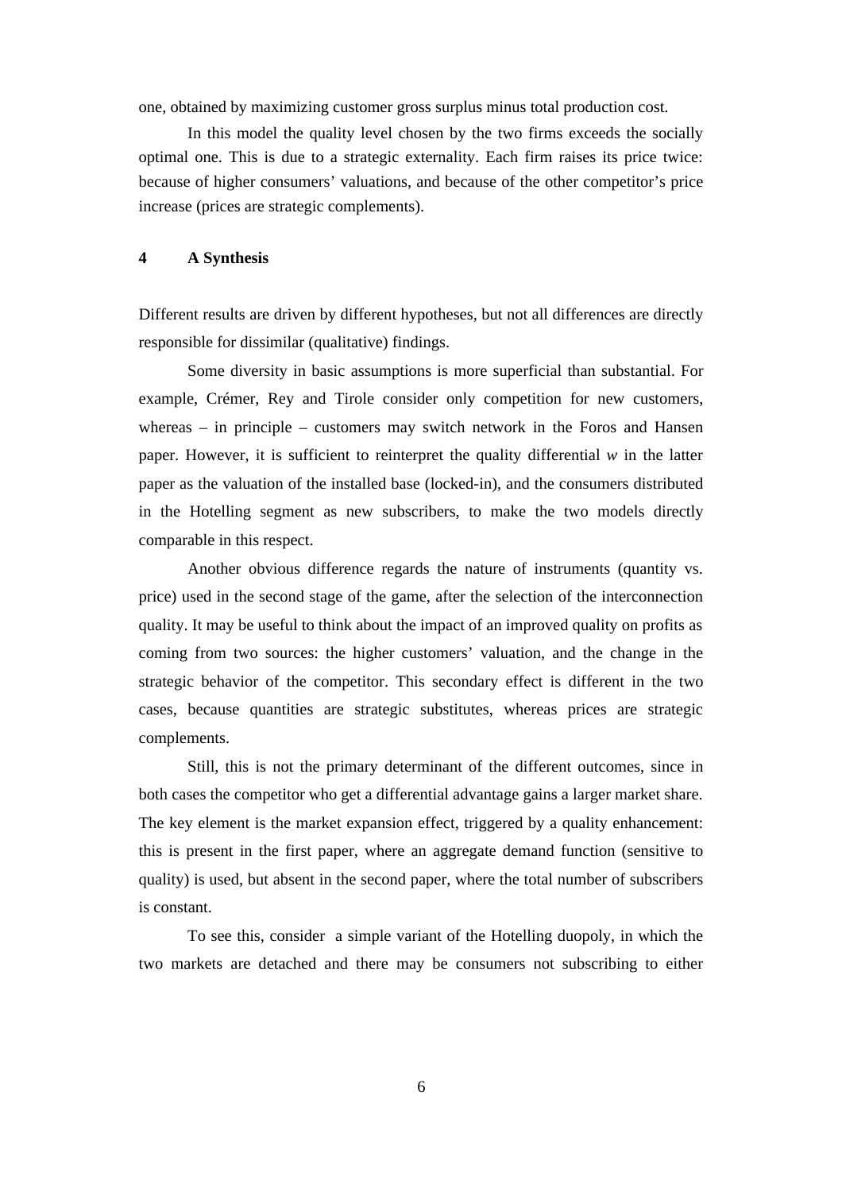one, obtained by maximizing customer gross surplus minus total production cost.

In this model the quality level chosen by the two firms exceeds the socially optimal one. This is due to a strategic externality. Each firm raises its price twice: because of higher consumers' valuations, and because of the other competitor's price increase (prices are strategic complements).

## 4 A Synthesis

Different results are driven by different hypotheses, but not all differences are directly responsible for dissimilar (qualitative) findings.

Some diversity in basic assumptions is more superficial than substantial. For example, Crémer, Rey and Tirole consider only competition for new customers, whereas – in principle – customers may switch network in the Foros and Hansen paper. However, it is sufficient to reinterpret the quality differential $w$ in the latter paper as the valuation of the installed base (locked-in), and the consumers distributed in the Hotelling segment as new subscribers, to make the two models directly comparable in this respect.

Another obvious difference regards the nature of instruments (quantity vs. price) used in the second stage of the game, after the selection of the interconnection quality. It may be useful to think about the impact of an improved quality on profits as coming from two sources: the higher customers' valuation, and the change in the strategic behavior of the competitor. This secondary effect is different in the two cases, because quantities are strategic substitutes, whereas prices are strategic complements.

Still, this is not the primary determinant of the different outcomes, since in both cases the competitor who get a differential advantage gains a larger market share. The key element is the market expansion effect, triggered by a quality enhancement: this is present in the first paper, where an aggregate demand function (sensitive to quality) is used, but absent in the second paper, where the total number of subscribers is constant.

To see this, consider a simple variant of the Hotelling duopoly, in which the two markets are detached and there may be consumers not subscribing to either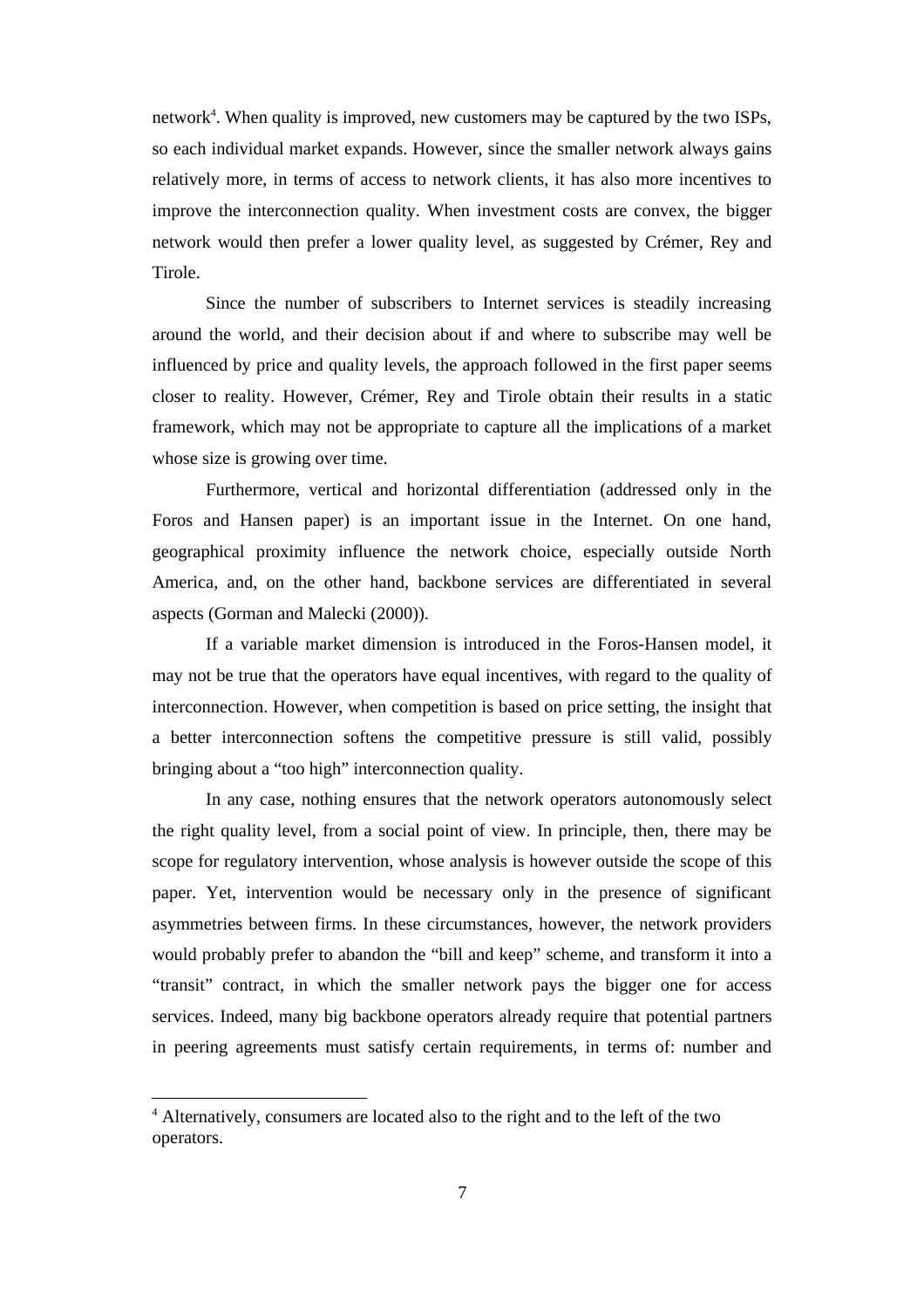network[4]. When quality is improved, new customers may be captured by the two ISPs, so each individual market expands. However, since the smaller network always gains relatively more, in terms of access to network clients, it has also more incentives to improve the interconnection quality. When investment costs are convex, the bigger network would then prefer a lower quality level, as suggested by Crémer, Rey and Tirole.

Since the number of subscribers to Internet services is steadily increasing around the world, and their decision about if and where to subscribe may well be influenced by price and quality levels, the approach followed in the first paper seems closer to reality. However, Crémer, Rey and Tirole obtain their results in a static framework, which may not be appropriate to capture all the implications of a market whose size is growing over time.

Furthermore, vertical and horizontal differentiation (addressed only in the Foros and Hansen paper) is an important issue in the Internet. On one hand, geographical proximity influence the network choice, especially outside North America, and, on the other hand, backbone services are differentiated in several aspects (Gorman and Malecki (2000)).

If a variable market dimension is introduced in the Foros-Hansen model, it may not be true that the operators have equal incentives, with regard to the quality of interconnection. However, when competition is based on price setting, the insight that a better interconnection softens the competitive pressure is still valid, possibly bringing about a "too high" interconnection quality.

In any case, nothing ensures that the network operators autonomously select the right quality level, from a social point of view. In principle, then, there may be scope for regulatory intervention, whose analysis is however outside the scope of this paper. Yet, intervention would be necessary only in the presence of significant asymmetries between firms. In these circumstances, however, the network providers would probably prefer to abandon the "bill and keep" scheme, and transform it into a "transit" contract, in which the smaller network pays the bigger one for access services. Indeed, many big backbone operators already require that potential partners in peering agreements must satisfy certain requirements, in terms of: number and

---

[4] Alternatively, consumers are located also to the right and to the left of the two operators.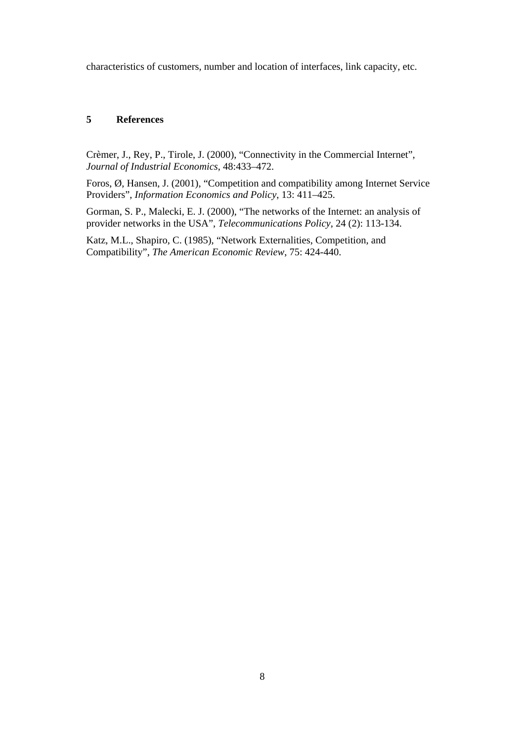characteristics of customers, number and location of interfaces, link capacity, etc.

## 5 References

Crèmer, J., Rey, P., Tirole, J. (2000), "Connectivity in the Commercial Internet", *Journal of Industrial Economics*, 48:433–472.

Foros, Ø, Hansen, J. (2001), "Competition and compatibility among Internet Service Providers", *Information Economics and Policy*, 13: 411–425.

Gorman, S. P., Malecki, E. J. (2000), "The networks of the Internet: an analysis of provider networks in the USA", *Telecommunications Policy*, 24 (2): 113-134.

Katz, M.L., Shapiro, C. (1985), "Network Externalities, Competition, and Compatibility", *The American Economic Review*, 75: 424-440.